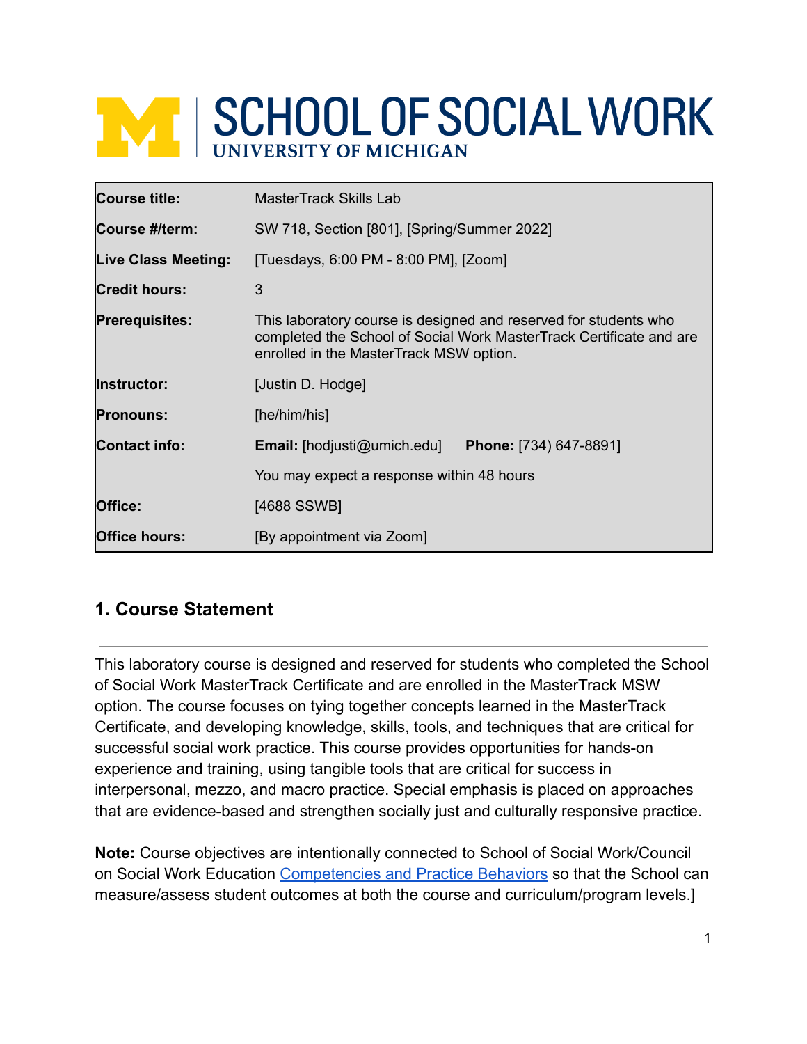# SCHOOL OF SOCIAL WORK
UNIVERSITY OF MICHIGAN

| | |
|---|---|
| **Course title:** | MasterTrack Skills Lab |
| **Course #/term:** | SW 718, Section [801], [Spring/Summer 2022] |
| **Live Class Meeting:** | [Tuesdays, 6:00 PM - 8:00 PM], [Zoom] |
| **Credit hours:** | 3 |
| **Prerequisites:** | This laboratory course is designed and reserved for students who completed the School of Social Work MasterTrack Certificate and are enrolled in the MasterTrack MSW option. |
| **Instructor:** | [Justin D. Hodge] |
| **Pronouns:** | [he/him/his] |
| **Contact info:** | **Email:** [hodjusti@umich.edu] **Phone:** [734) 647-8891] |
| | You may expect a response within 48 hours |
| **Office:** | [4688 SSWB] |
| **Office hours:** | [By appointment via Zoom] |

## 1. Course Statement

This laboratory course is designed and reserved for students who completed the School of Social Work MasterTrack Certificate and are enrolled in the MasterTrack MSW option. The course focuses on tying together concepts learned in the MasterTrack Certificate, and developing knowledge, skills, tools, and techniques that are critical for successful social work practice. This course provides opportunities for hands-on experience and training, using tangible tools that are critical for success in interpersonal, mezzo, and macro practice. Special emphasis is placed on approaches that are evidence-based and strengthen socially just and culturally responsive practice.

**Note:** Course objectives are intentionally connected to School of Social Work/Council on Social Work Education Competencies and Practice Behaviors so that the School can measure/assess student outcomes at both the course and curriculum/program levels.]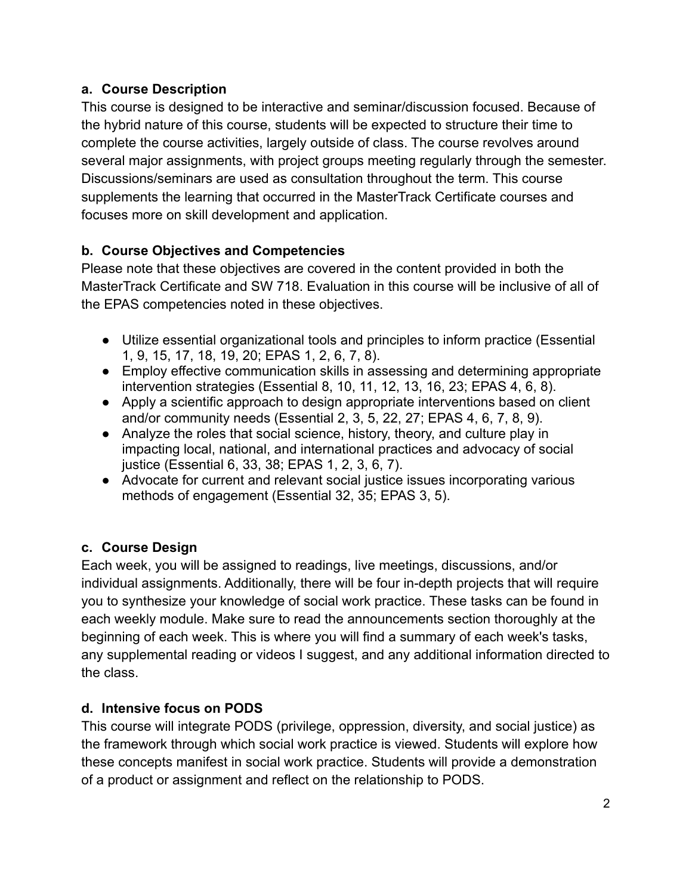**a. Course Description**

This course is designed to be interactive and seminar/discussion focused. Because of the hybrid nature of this course, students will be expected to structure their time to complete the course activities, largely outside of class. The course revolves around several major assignments, with project groups meeting regularly through the semester. Discussions/seminars are used as consultation throughout the term. This course supplements the learning that occurred in the MasterTrack Certificate courses and focuses more on skill development and application.

**b. Course Objectives and Competencies**

Please note that these objectives are covered in the content provided in both the MasterTrack Certificate and SW 718. Evaluation in this course will be inclusive of all of the EPAS competencies noted in these objectives.

- Utilize essential organizational tools and principles to inform practice (Essential 1, 9, 15, 17, 18, 19, 20; EPAS 1, 2, 6, 7, 8).
- Employ effective communication skills in assessing and determining appropriate intervention strategies (Essential 8, 10, 11, 12, 13, 16, 23; EPAS 4, 6, 8).
- Apply a scientific approach to design appropriate interventions based on client and/or community needs (Essential 2, 3, 5, 22, 27; EPAS 4, 6, 7, 8, 9).
- Analyze the roles that social science, history, theory, and culture play in impacting local, national, and international practices and advocacy of social justice (Essential 6, 33, 38; EPAS 1, 2, 3, 6, 7).
- Advocate for current and relevant social justice issues incorporating various methods of engagement (Essential 32, 35; EPAS 3, 5).

**c. Course Design**

Each week, you will be assigned to readings, live meetings, discussions, and/or individual assignments. Additionally, there will be four in-depth projects that will require you to synthesize your knowledge of social work practice. These tasks can be found in each weekly module. Make sure to read the announcements section thoroughly at the beginning of each week. This is where you will find a summary of each week's tasks, any supplemental reading or videos I suggest, and any additional information directed to the class.

**d. Intensive focus on PODS**

This course will integrate PODS (privilege, oppression, diversity, and social justice) as the framework through which social work practice is viewed. Students will explore how these concepts manifest in social work practice. Students will provide a demonstration of a product or assignment and reflect on the relationship to PODS.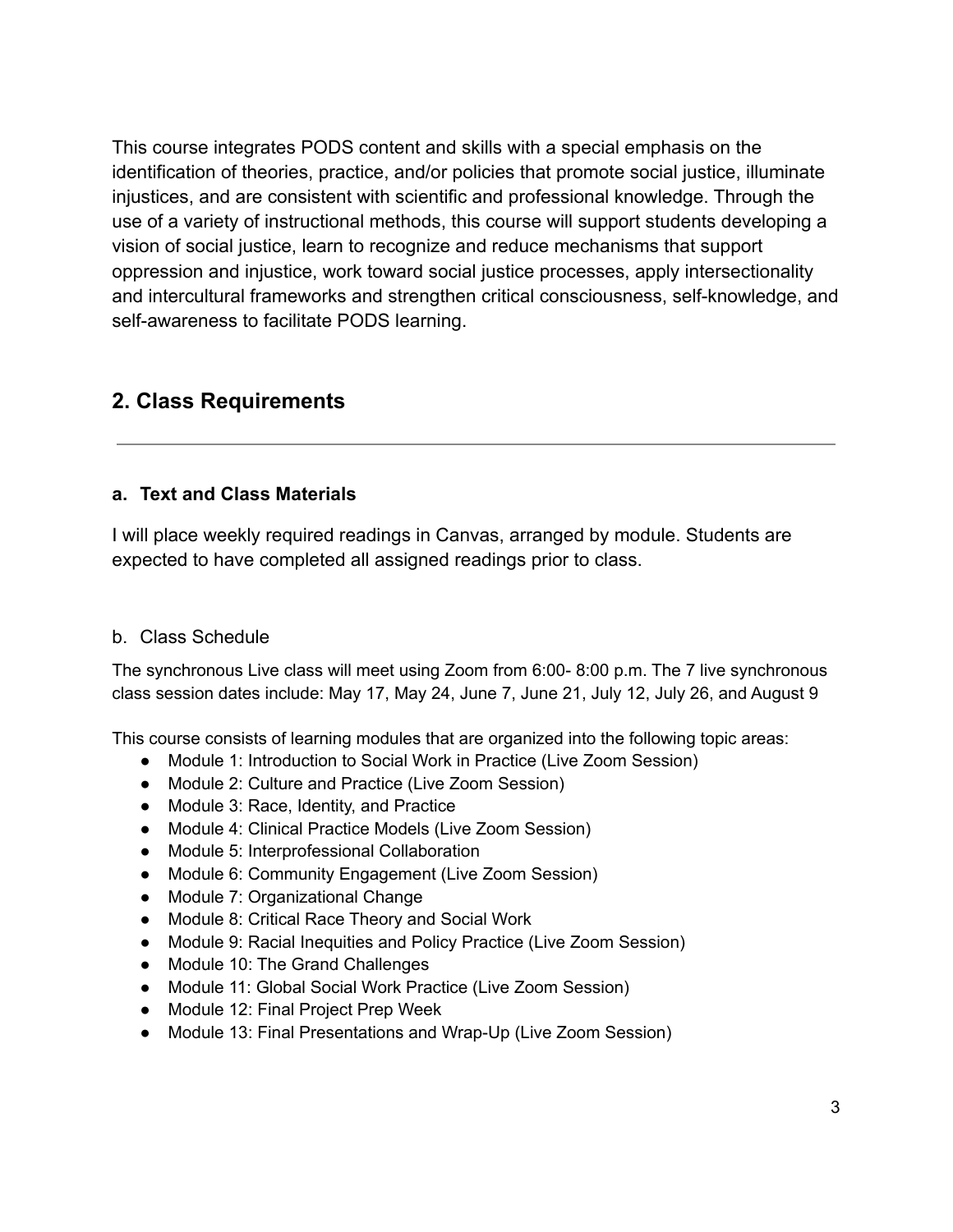This course integrates PODS content and skills with a special emphasis on the identification of theories, practice, and/or policies that promote social justice, illuminate injustices, and are consistent with scientific and professional knowledge. Through the use of a variety of instructional methods, this course will support students developing a vision of social justice, learn to recognize and reduce mechanisms that support oppression and injustice, work toward social justice processes, apply intersectionality and intercultural frameworks and strengthen critical consciousness, self-knowledge, and self-awareness to facilitate PODS learning.

## 2. Class Requirements

---

### a. Text and Class Materials

I will place weekly required readings in Canvas, arranged by module. Students are expected to have completed all assigned readings prior to class.

b. Class Schedule

The synchronous Live class will meet using Zoom from 6:00- 8:00 p.m. The 7 live synchronous class session dates include: May 17, May 24, June 7, June 21, July 12, July 26, and August 9

This course consists of learning modules that are organized into the following topic areas:

- Module 1: Introduction to Social Work in Practice (Live Zoom Session)
- Module 2: Culture and Practice (Live Zoom Session)
- Module 3: Race, Identity, and Practice
- Module 4: Clinical Practice Models (Live Zoom Session)
- Module 5: Interprofessional Collaboration
- Module 6: Community Engagement (Live Zoom Session)
- Module 7: Organizational Change
- Module 8: Critical Race Theory and Social Work
- Module 9: Racial Inequities and Policy Practice (Live Zoom Session)
- Module 10: The Grand Challenges
- Module 11: Global Social Work Practice (Live Zoom Session)
- Module 12: Final Project Prep Week
- Module 13: Final Presentations and Wrap-Up (Live Zoom Session)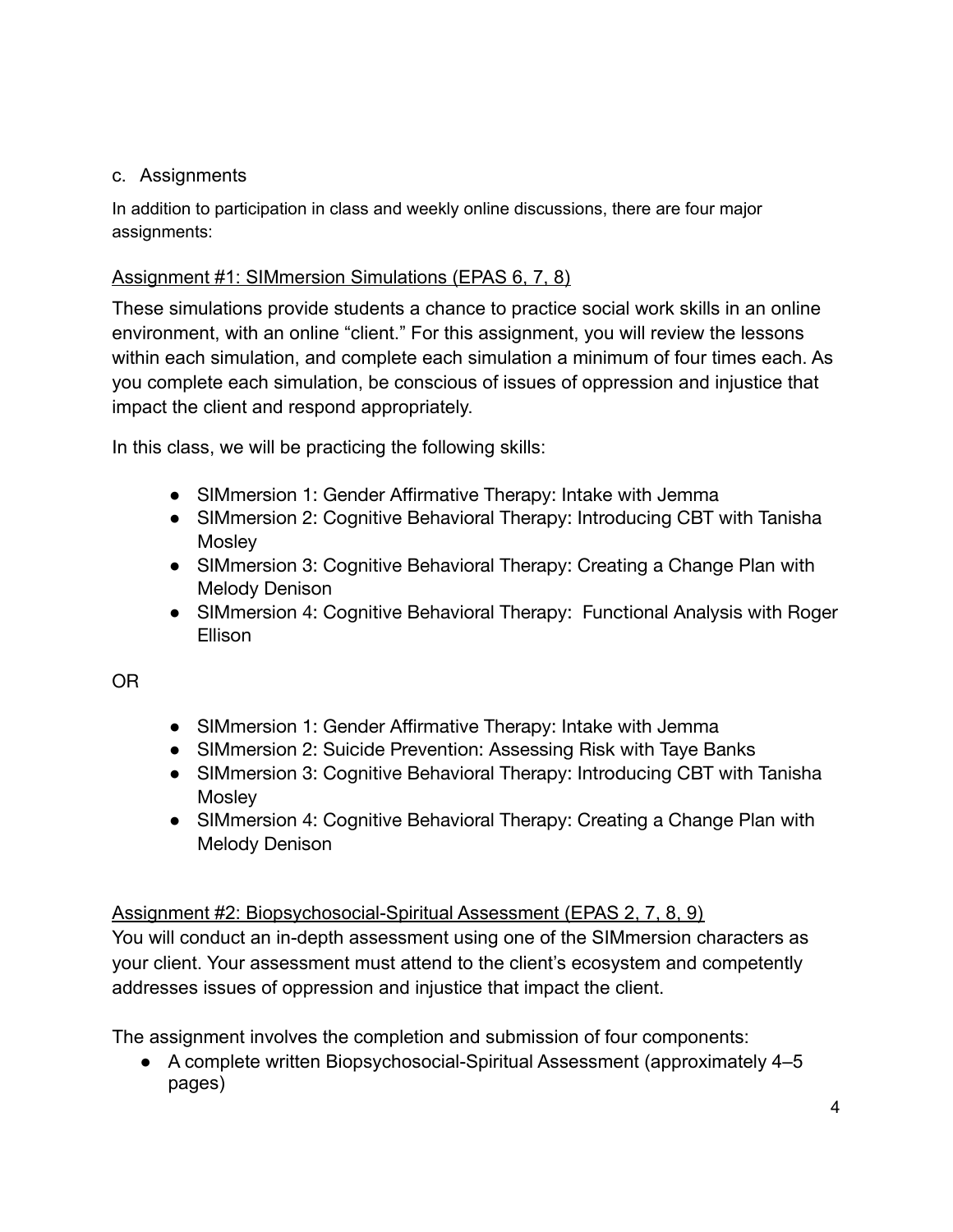c. Assignments

In addition to participation in class and weekly online discussions, there are four major assignments:

Assignment #1: SIMmersion Simulations (EPAS 6, 7, 8)

These simulations provide students a chance to practice social work skills in an online environment, with an online "client." For this assignment, you will review the lessons within each simulation, and complete each simulation a minimum of four times each. As you complete each simulation, be conscious of issues of oppression and injustice that impact the client and respond appropriately.

In this class, we will be practicing the following skills:

- SIMmersion 1: Gender Affirmative Therapy: Intake with Jemma
- SIMmersion 2: Cognitive Behavioral Therapy: Introducing CBT with Tanisha Mosley
- SIMmersion 3: Cognitive Behavioral Therapy: Creating a Change Plan with Melody Denison
- SIMmersion 4: Cognitive Behavioral Therapy: Functional Analysis with Roger Ellison

OR

- SIMmersion 1: Gender Affirmative Therapy: Intake with Jemma
- SIMmersion 2: Suicide Prevention: Assessing Risk with Taye Banks
- SIMmersion 3: Cognitive Behavioral Therapy: Introducing CBT with Tanisha Mosley
- SIMmersion 4: Cognitive Behavioral Therapy: Creating a Change Plan with Melody Denison

Assignment #2: Biopsychosocial-Spiritual Assessment (EPAS 2, 7, 8, 9)

You will conduct an in-depth assessment using one of the SIMmersion characters as your client. Your assessment must attend to the client's ecosystem and competently addresses issues of oppression and injustice that impact the client.

The assignment involves the completion and submission of four components:

- A complete written Biopsychosocial-Spiritual Assessment (approximately 4–5 pages)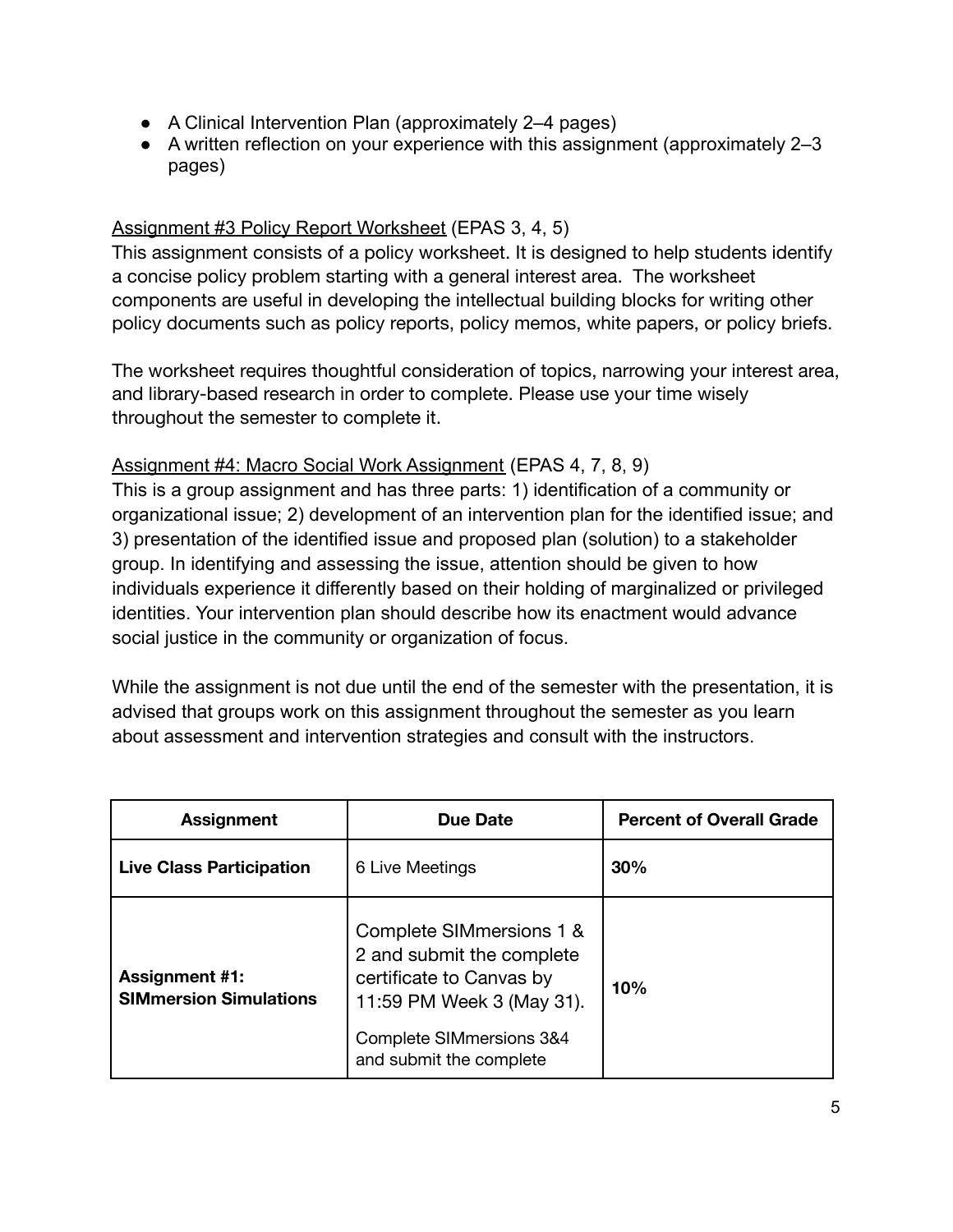- A Clinical Intervention Plan (approximately 2–4 pages)
- A written reflection on your experience with this assignment (approximately 2–3 pages)

<u>Assignment #3 Policy Report Worksheet</u> (EPAS 3, 4, 5)
This assignment consists of a policy worksheet. It is designed to help students identify a concise policy problem starting with a general interest area. The worksheet components are useful in developing the intellectual building blocks for writing other policy documents such as policy reports, policy memos, white papers, or policy briefs.

The worksheet requires thoughtful consideration of topics, narrowing your interest area, and library-based research in order to complete. Please use your time wisely throughout the semester to complete it.

<u>Assignment #4: Macro Social Work Assignment</u> (EPAS 4, 7, 8, 9)
This is a group assignment and has three parts: 1) identification of a community or organizational issue; 2) development of an intervention plan for the identified issue; and 3) presentation of the identified issue and proposed plan (solution) to a stakeholder group. In identifying and assessing the issue, attention should be given to how individuals experience it differently based on their holding of marginalized or privileged identities. Your intervention plan should describe how its enactment would advance social justice in the community or organization of focus.

While the assignment is not due until the end of the semester with the presentation, it is advised that groups work on this assignment throughout the semester as you learn about assessment and intervention strategies and consult with the instructors.

| Assignment | Due Date | Percent of Overall Grade |
|---|---|---|
| **Live Class Participation** | 6 Live Meetings | **30%** |
| **Assignment #1: SIMmersion Simulations** | Complete SIMmersions 1 & 2 and submit the complete certificate to Canvas by 11:59 PM Week 3 (May 31).<br><br>Complete SIMmersions 3&4 and submit the complete | **10%** |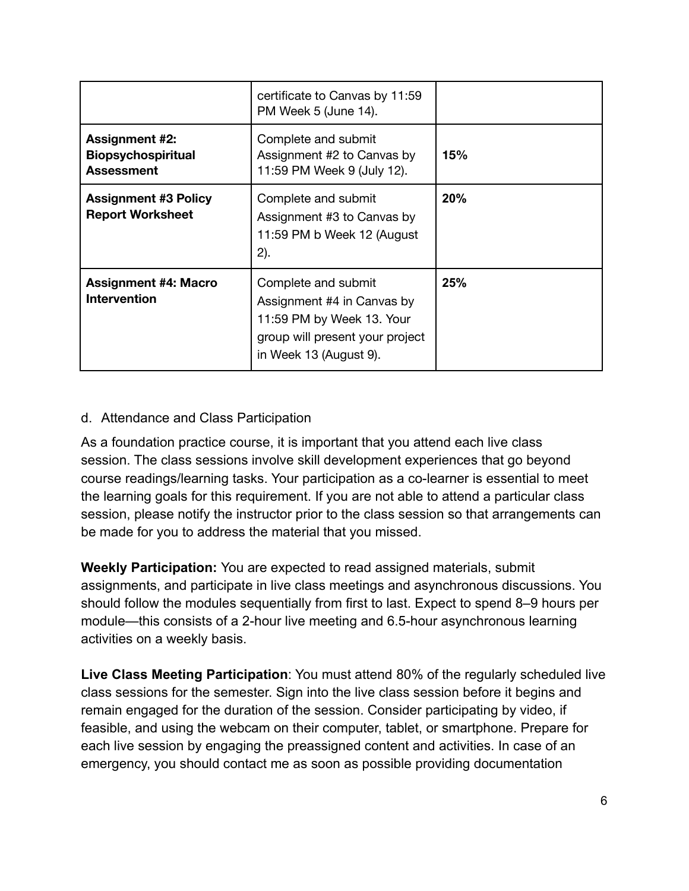| | | |
|---|---|---|
| | certificate to Canvas by 11:59 PM Week 5 (June 14). | |
| **Assignment #2: Biopsychospiritual Assessment** | Complete and submit Assignment #2 to Canvas by 11:59 PM Week 9 (July 12). | **15%** |
| **Assignment #3 Policy Report Worksheet** | Complete and submit Assignment #3 to Canvas by 11:59 PM b Week 12 (August 2). | **20%** |
| **Assignment #4: Macro Intervention** | Complete and submit Assignment #4 in Canvas by 11:59 PM by Week 13. Your group will present your project in Week 13 (August 9). | **25%** |

d. Attendance and Class Participation

As a foundation practice course, it is important that you attend each live class session. The class sessions involve skill development experiences that go beyond course readings/learning tasks. Your participation as a co-learner is essential to meet the learning goals for this requirement. If you are not able to attend a particular class session, please notify the instructor prior to the class session so that arrangements can be made for you to address the material that you missed.

**Weekly Participation:** You are expected to read assigned materials, submit assignments, and participate in live class meetings and asynchronous discussions. You should follow the modules sequentially from first to last. Expect to spend 8–9 hours per module—this consists of a 2-hour live meeting and 6.5-hour asynchronous learning activities on a weekly basis.

**Live Class Meeting Participation**: You must attend 80% of the regularly scheduled live class sessions for the semester. Sign into the live class session before it begins and remain engaged for the duration of the session. Consider participating by video, if feasible, and using the webcam on their computer, tablet, or smartphone. Prepare for each live session by engaging the preassigned content and activities. In case of an emergency, you should contact me as soon as possible providing documentation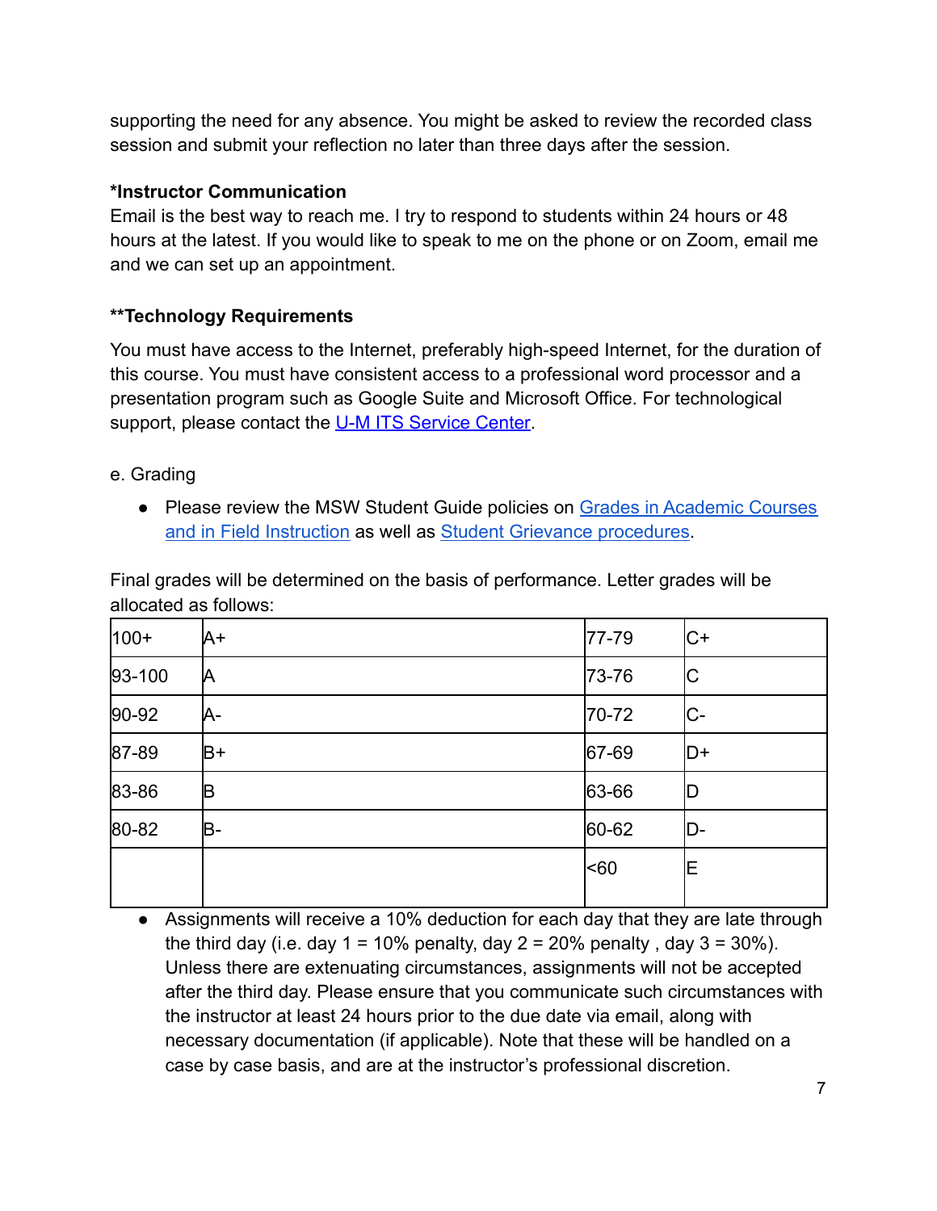supporting the need for any absence. You might be asked to review the recorded class session and submit your reflection no later than three days after the session.

**\*Instructor Communication**
Email is the best way to reach me. I try to respond to students within 24 hours or 48 hours at the latest. If you would like to speak to me on the phone or on Zoom, email me and we can set up an appointment.

**\*\*Technology Requirements**

You must have access to the Internet, preferably high-speed Internet, for the duration of this course. You must have consistent access to a professional word processor and a presentation program such as Google Suite and Microsoft Office. For technological support, please contact the U-M ITS Service Center.

e. Grading

- Please review the MSW Student Guide policies on Grades in Academic Courses and in Field Instruction as well as Student Grievance procedures.

Final grades will be determined on the basis of performance. Letter grades will be allocated as follows:

| 100+ | A+ | 77-79 | C+ |
|---|---|---|---|
| 93-100 | A | 73-76 | C |
| 90-92 | A- | 70-72 | C- |
| 87-89 | B+ | 67-69 | D+ |
| 83-86 | B | 63-66 | D |
| 80-82 | B- | 60-62 | D- |
| | | <60 | E |

- Assignments will receive a 10% deduction for each day that they are late through the third day (i.e. day 1 = 10% penalty, day 2 = 20% penalty , day 3 = 30%). Unless there are extenuating circumstances, assignments will not be accepted after the third day. Please ensure that you communicate such circumstances with the instructor at least 24 hours prior to the due date via email, along with necessary documentation (if applicable). Note that these will be handled on a case by case basis, and are at the instructor's professional discretion.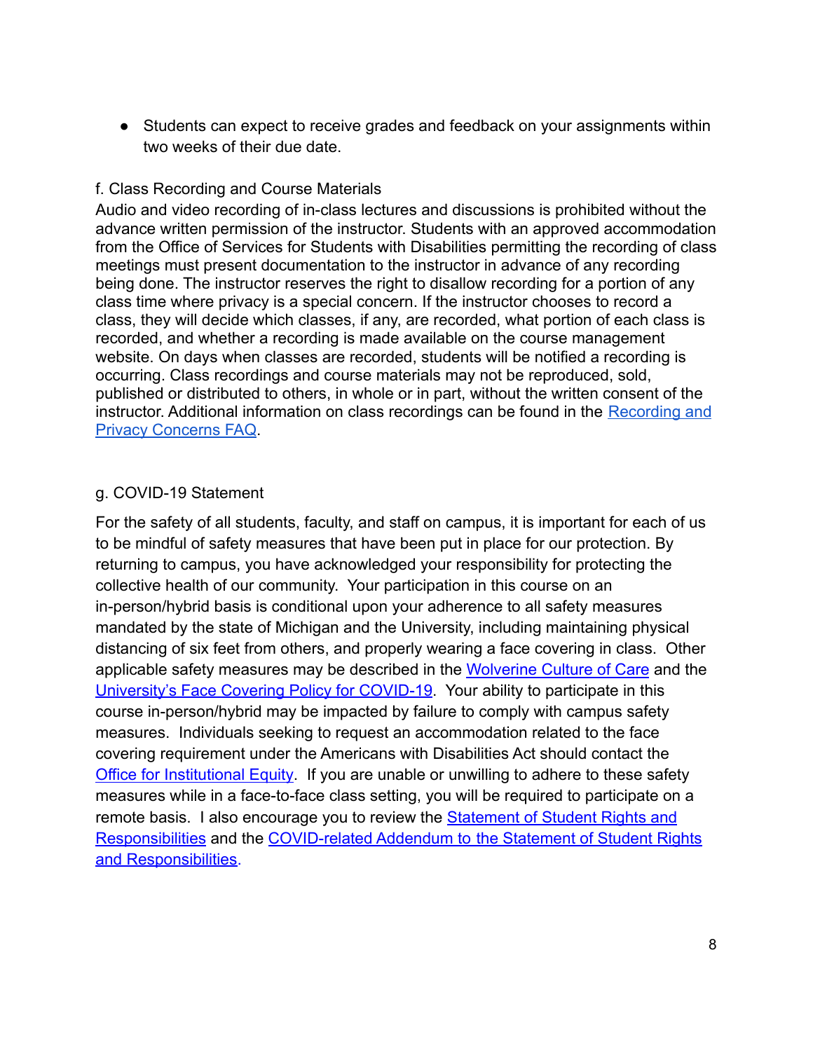- Students can expect to receive grades and feedback on your assignments within two weeks of their due date.

f. Class Recording and Course Materials

Audio and video recording of in-class lectures and discussions is prohibited without the advance written permission of the instructor. Students with an approved accommodation from the Office of Services for Students with Disabilities permitting the recording of class meetings must present documentation to the instructor in advance of any recording being done. The instructor reserves the right to disallow recording for a portion of any class time where privacy is a special concern. If the instructor chooses to record a class, they will decide which classes, if any, are recorded, what portion of each class is recorded, and whether a recording is made available on the course management website. On days when classes are recorded, students will be notified a recording is occurring. Class recordings and course materials may not be reproduced, sold, published or distributed to others, in whole or in part, without the written consent of the instructor. Additional information on class recordings can be found in the Recording and Privacy Concerns FAQ.

g. COVID-19 Statement

For the safety of all students, faculty, and staff on campus, it is important for each of us to be mindful of safety measures that have been put in place for our protection. By returning to campus, you have acknowledged your responsibility for protecting the collective health of our community. Your participation in this course on an in-person/hybrid basis is conditional upon your adherence to all safety measures mandated by the state of Michigan and the University, including maintaining physical distancing of six feet from others, and properly wearing a face covering in class. Other applicable safety measures may be described in the Wolverine Culture of Care and the University's Face Covering Policy for COVID-19. Your ability to participate in this course in-person/hybrid may be impacted by failure to comply with campus safety measures. Individuals seeking to request an accommodation related to the face covering requirement under the Americans with Disabilities Act should contact the Office for Institutional Equity. If you are unable or unwilling to adhere to these safety measures while in a face-to-face class setting, you will be required to participate on a remote basis. I also encourage you to review the Statement of Student Rights and Responsibilities and the COVID-related Addendum to the Statement of Student Rights and Responsibilities.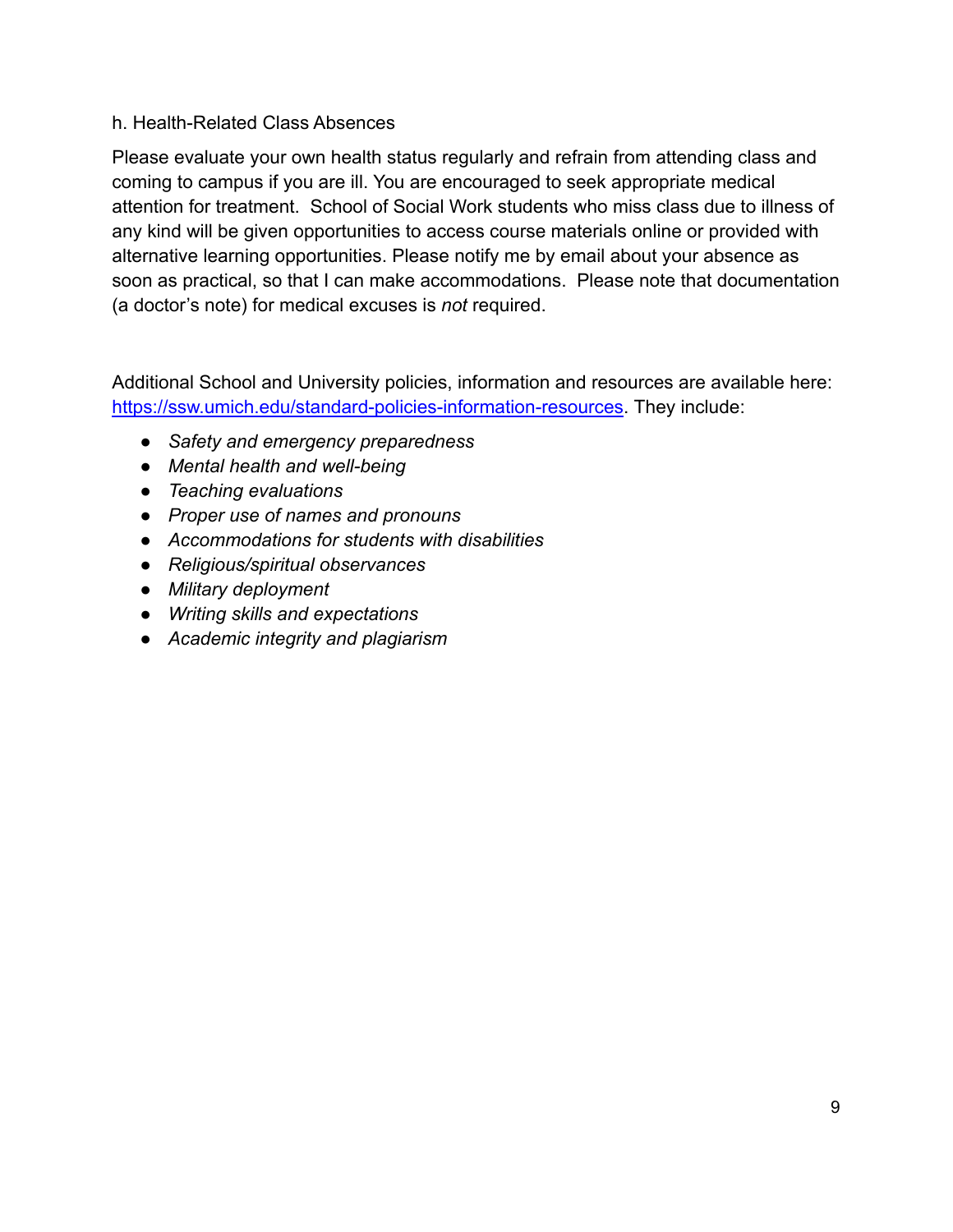### h. Health-Related Class Absences

Please evaluate your own health status regularly and refrain from attending class and coming to campus if you are ill. You are encouraged to seek appropriate medical attention for treatment. School of Social Work students who miss class due to illness of any kind will be given opportunities to access course materials online or provided with alternative learning opportunities. Please notify me by email about your absence as soon as practical, so that I can make accommodations. Please note that documentation (a doctor's note) for medical excuses is *not* required.

Additional School and University policies, information and resources are available here: [https://ssw.umich.edu/standard-policies-information-resources](https://ssw.umich.edu/standard-policies-information-resources). They include:

- *Safety and emergency preparedness*
- *Mental health and well-being*
- *Teaching evaluations*
- *Proper use of names and pronouns*
- *Accommodations for students with disabilities*
- *Religious/spiritual observances*
- *Military deployment*
- *Writing skills and expectations*
- *Academic integrity and plagiarism*